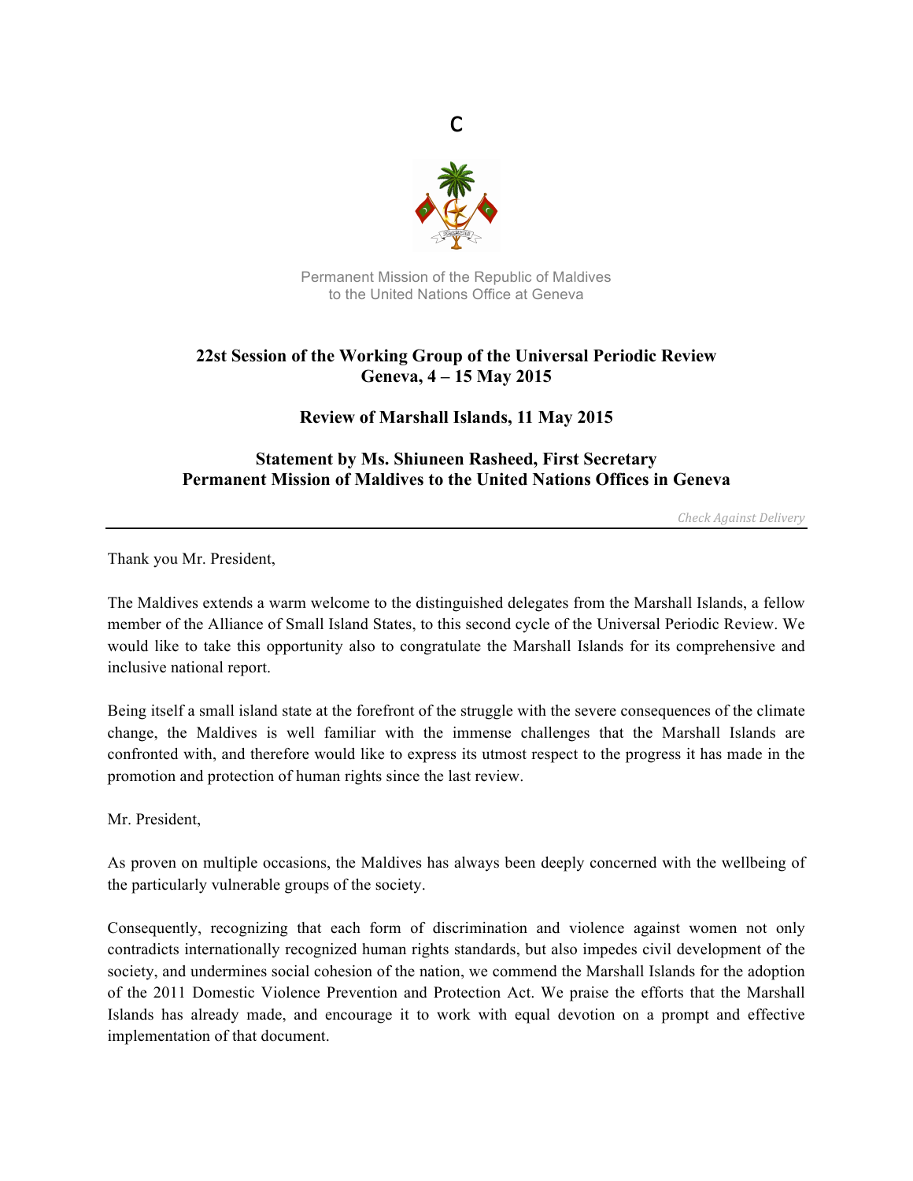C

Permanent Mission of the Republic of Maldives
to the United Nations Office at Geneva

**22st Session of the Working Group of the Universal Periodic Review**
**Geneva, 4 – 15 May 2015**

**Review of Marshall Islands, 11 May 2015**

**Statement by Ms. Shiuneen Rasheed, First Secretary**
**Permanent Mission of Maldives to the United Nations Offices in Geneva**

*Check Against Delivery*

---

Thank you Mr. President,

The Maldives extends a warm welcome to the distinguished delegates from the Marshall Islands, a fellow member of the Alliance of Small Island States, to this second cycle of the Universal Periodic Review. We would like to take this opportunity also to congratulate the Marshall Islands for its comprehensive and inclusive national report.

Being itself a small island state at the forefront of the struggle with the severe consequences of the climate change, the Maldives is well familiar with the immense challenges that the Marshall Islands are confronted with, and therefore would like to express its utmost respect to the progress it has made in the promotion and protection of human rights since the last review.

Mr. President,

As proven on multiple occasions, the Maldives has always been deeply concerned with the wellbeing of the particularly vulnerable groups of the society.

Consequently, recognizing that each form of discrimination and violence against women not only contradicts internationally recognized human rights standards, but also impedes civil development of the society, and undermines social cohesion of the nation, we commend the Marshall Islands for the adoption of the 2011 Domestic Violence Prevention and Protection Act. We praise the efforts that the Marshall Islands has already made, and encourage it to work with equal devotion on a prompt and effective implementation of that document.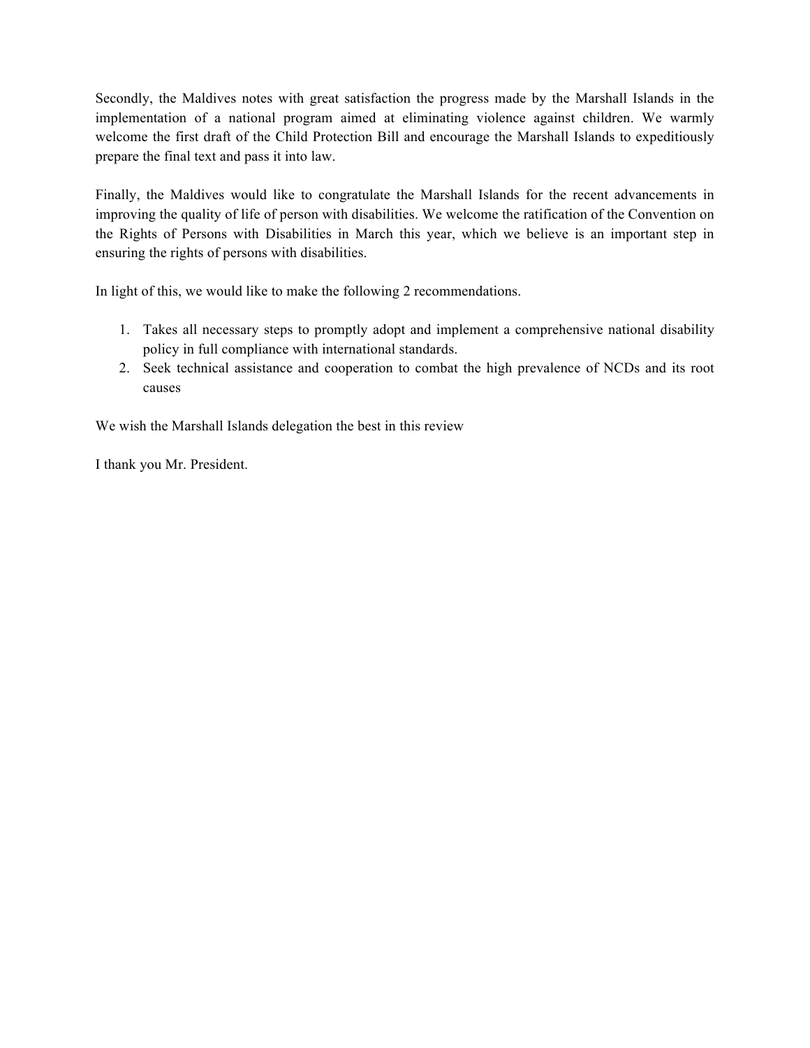Secondly, the Maldives notes with great satisfaction the progress made by the Marshall Islands in the implementation of a national program aimed at eliminating violence against children. We warmly welcome the first draft of the Child Protection Bill and encourage the Marshall Islands to expeditiously prepare the final text and pass it into law.

Finally, the Maldives would like to congratulate the Marshall Islands for the recent advancements in improving the quality of life of person with disabilities. We welcome the ratification of the Convention on the Rights of Persons with Disabilities in March this year, which we believe is an important step in ensuring the rights of persons with disabilities.

In light of this, we would like to make the following 2 recommendations.

1. Takes all necessary steps to promptly adopt and implement a comprehensive national disability policy in full compliance with international standards.
2. Seek technical assistance and cooperation to combat the high prevalence of NCDs and its root causes

We wish the Marshall Islands delegation the best in this review

I thank you Mr. President.